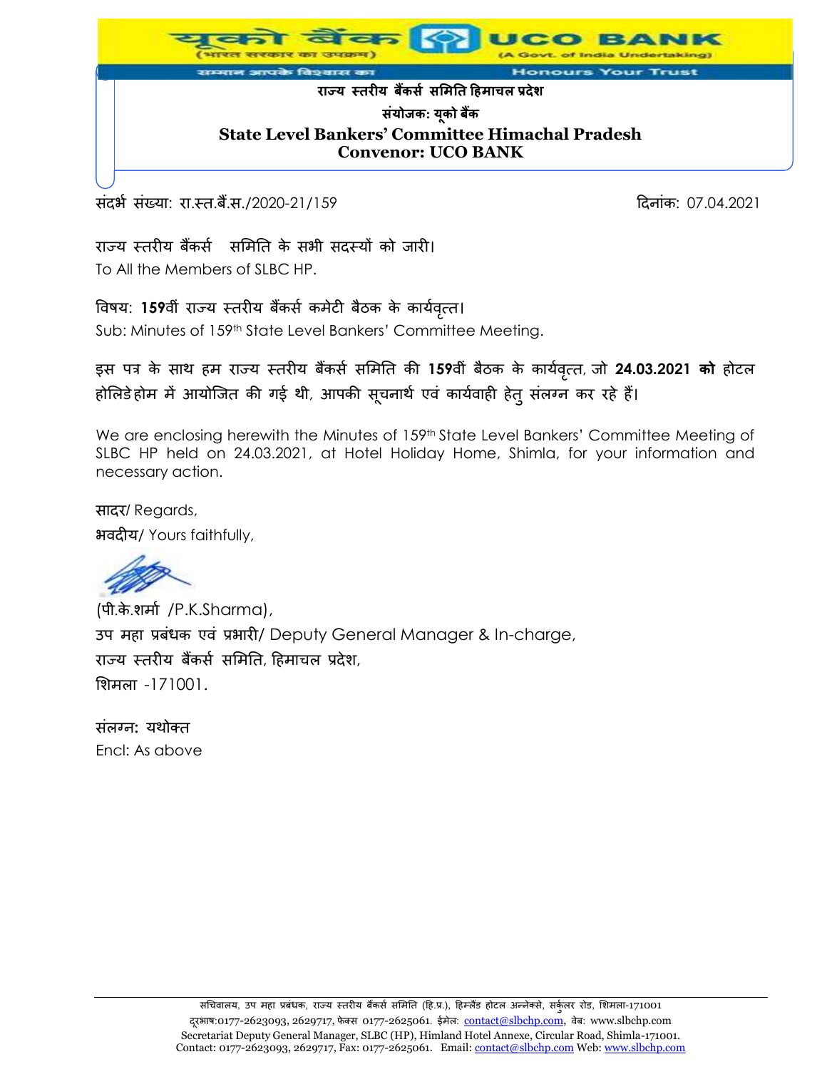यूको बैंक (भारत सरकार का उपक्रम) UCO BANK (A Govt. of India Undertaking)

सम्मान आपके विश्वास का — Honours Your Trust

**राज्य स्तरीय बैंकर्स समिति हिमाचल प्रदेश**

**संयोजक: यूको बैंक**

**State Level Bankers' Committee Himachal Pradesh**
**Convenor: UCO BANK**

संदर्भ संख्या: रा.स्त.बैं.स./2020-21/159 — दिनांक: 07.04.2021

राज्य स्तरीय बैंकर्स समिति के सभी सदस्यों को जारी।
To All the Members of SLBC HP.

विषय: **159**वीं राज्य स्तरीय बैंकर्स कमेटी बैठक के कार्यवृत्त।
Sub: Minutes of 159th State Level Bankers' Committee Meeting.

इस पत्र के साथ हम राज्य स्तरीय बैंकर्स समिति की **159**वीं बैठक के कार्यवृत्त, जो **24.03.2021 को** होटल होलिडे होम में आयोजित की गई थी, आपकी सूचनार्थ एवं कार्यवाही हेतु संलग्न कर रहे हैं।

We are enclosing herewith the Minutes of 159th State Level Bankers' Committee Meeting of SLBC HP held on 24.03.2021, at Hotel Holiday Home, Shimla, for your information and necessary action.

सादर/ Regards,
भवदीय/ Yours faithfully,

(पी.के.शर्मा /P.K.Sharma),
उप महा प्रबंधक एवं प्रभारी/ Deputy General Manager & In-charge,
राज्य स्तरीय बैंकर्स समिति, हिमाचल प्रदेश,
शिमला -171001.

संलग्न: यथोक्त
Encl: As above

सचिवालय, उप महा प्रबंधक, राज्य स्तरीय बैंकर्स समिति (हि.प्र.), हिम्लैंड होटल अन्नेक्से, सर्कुलर रोड, शिमला-171001
दूरभाष:0177-2623093, 2629717, फेक्स 0177-2625061. ईमेल: contact@slbchp.com, वेब: www.slbchp.com
Secretariat Deputy General Manager, SLBC (HP), Himland Hotel Annexe, Circular Road, Shimla-171001.
Contact: 0177-2623093, 2629717, Fax: 0177-2625061. Email: contact@slbchp.com Web: www.slbchp.com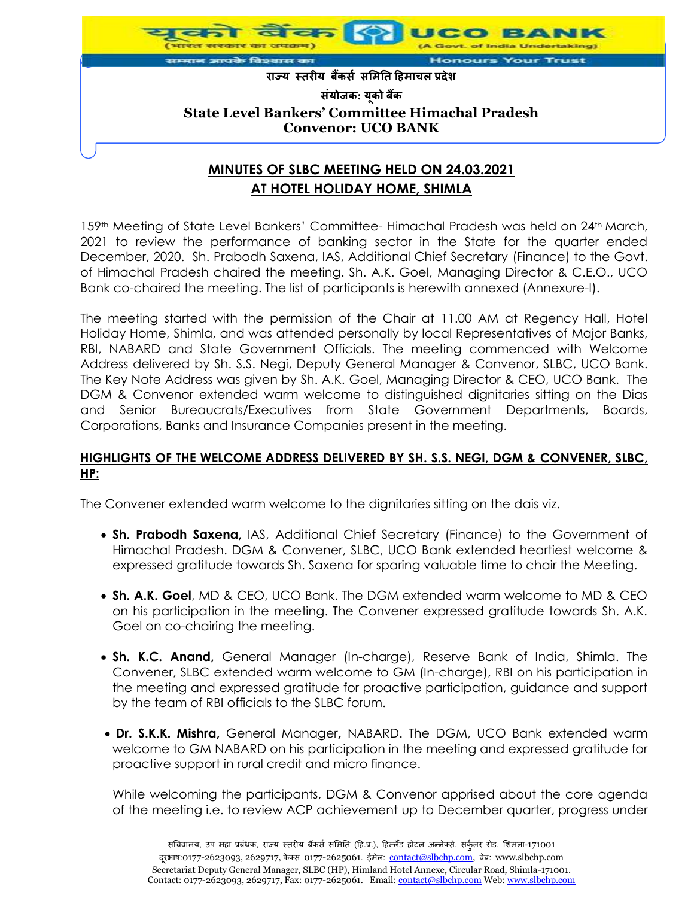राज्य स्तरीय बैंकर्स समिति हिमाचल प्रदेश

संयोजक: यूको बैंक

**State Level Bankers' Committee Himachal Pradesh**
**Convenor: UCO BANK**

## MINUTES OF SLBC MEETING HELD ON 24.03.2021 AT HOTEL HOLIDAY HOME, SHIMLA

159th Meeting of State Level Bankers' Committee- Himachal Pradesh was held on 24th March, 2021 to review the performance of banking sector in the State for the quarter ended December, 2020. Sh. Prabodh Saxena, IAS, Additional Chief Secretary (Finance) to the Govt. of Himachal Pradesh chaired the meeting. Sh. A.K. Goel, Managing Director & C.E.O., UCO Bank co-chaired the meeting. The list of participants is herewith annexed (Annexure-I).

The meeting started with the permission of the Chair at 11.00 AM at Regency Hall, Hotel Holiday Home, Shimla, and was attended personally by local Representatives of Major Banks, RBI, NABARD and State Government Officials. The meeting commenced with Welcome Address delivered by Sh. S.S. Negi, Deputy General Manager & Convenor, SLBC, UCO Bank. The Key Note Address was given by Sh. A.K. Goel, Managing Director & CEO, UCO Bank. The DGM & Convenor extended warm welcome to distinguished dignitaries sitting on the Dias and Senior Bureaucrats/Executives from State Government Departments, Boards, Corporations, Banks and Insurance Companies present in the meeting.

### HIGHLIGHTS OF THE WELCOME ADDRESS DELIVERED BY SH. S.S. NEGI, DGM & CONVENER, SLBC, HP:

The Convener extended warm welcome to the dignitaries sitting on the dais viz.

- **Sh. Prabodh Saxena,** IAS, Additional Chief Secretary (Finance) to the Government of Himachal Pradesh. DGM & Convener, SLBC, UCO Bank extended heartiest welcome & expressed gratitude towards Sh. Saxena for sparing valuable time to chair the Meeting.

- **Sh. A.K. Goel**, MD & CEO, UCO Bank. The DGM extended warm welcome to MD & CEO on his participation in the meeting. The Convener expressed gratitude towards Sh. A.K. Goel on co-chairing the meeting.

- **Sh. K.C. Anand,** General Manager (In-charge), Reserve Bank of India, Shimla. The Convener, SLBC extended warm welcome to GM (In-charge), RBI on his participation in the meeting and expressed gratitude for proactive participation, guidance and support by the team of RBI officials to the SLBC forum.

- **Dr. S.K.K. Mishra,** General Manager**,** NABARD. The DGM, UCO Bank extended warm welcome to GM NABARD on his participation in the meeting and expressed gratitude for proactive support in rural credit and micro finance.

  While welcoming the participants, DGM & Convenor apprised about the core agenda of the meeting i.e. to review ACP achievement up to December quarter, progress under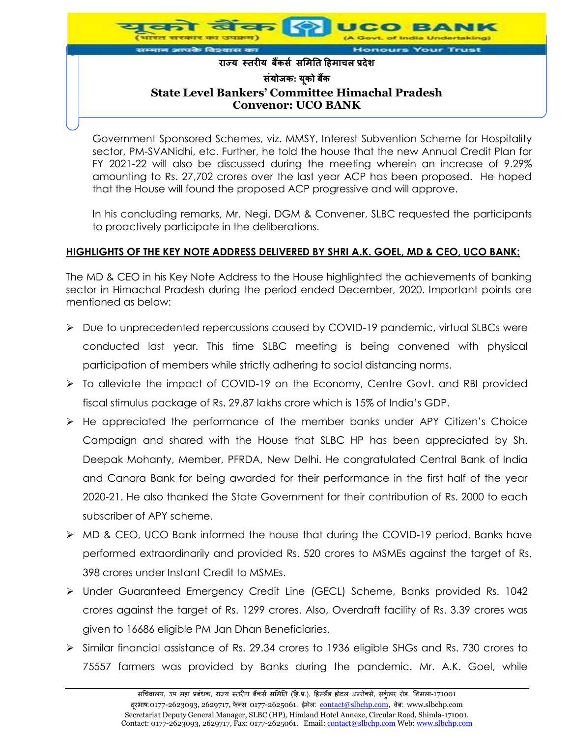Government Sponsored Schemes, viz. MMSY, Interest Subvention Scheme for Hospitality sector, PM-SVANidhi, etc. Further, he told the house that the new Annual Credit Plan for FY 2021-22 will also be discussed during the meeting wherein an increase of 9.29% amounting to Rs. 27,702 crores over the last year ACP has been proposed. He hoped that the House will found the proposed ACP progressive and will approve.

In his concluding remarks, Mr. Negi, DGM & Convener, SLBC requested the participants to proactively participate in the deliberations.

## HIGHLIGHTS OF THE KEY NOTE ADDRESS DELIVERED BY SHRI A.K. GOEL, MD & CEO, UCO BANK:

The MD & CEO in his Key Note Address to the House highlighted the achievements of banking sector in Himachal Pradesh during the period ended December, 2020. Important points are mentioned as below:

- Due to unprecedented repercussions caused by COVID-19 pandemic, virtual SLBCs were conducted last year. This time SLBC meeting is being convened with physical participation of members while strictly adhering to social distancing norms.
- To alleviate the impact of COVID-19 on the Economy, Centre Govt. and RBI provided fiscal stimulus package of Rs. 29.87 lakhs crore which is 15% of India's GDP.
- He appreciated the performance of the member banks under APY Citizen's Choice Campaign and shared with the House that SLBC HP has been appreciated by Sh. Deepak Mohanty, Member, PFRDA, New Delhi. He congratulated Central Bank of India and Canara Bank for being awarded for their performance in the first half of the year 2020-21. He also thanked the State Government for their contribution of Rs. 2000 to each subscriber of APY scheme.
- MD & CEO, UCO Bank informed the house that during the COVID-19 period, Banks have performed extraordinarily and provided Rs. 520 crores to MSMEs against the target of Rs. 398 crores under Instant Credit to MSMEs.
- Under Guaranteed Emergency Credit Line (GECL) Scheme, Banks provided Rs. 1042 crores against the target of Rs. 1299 crores. Also, Overdraft facility of Rs. 3.39 crores was given to 16686 eligible PM Jan Dhan Beneficiaries.
- Similar financial assistance of Rs. 29.34 crores to 1936 eligible SHGs and Rs. 730 crores to 75557 farmers was provided by Banks during the pandemic. Mr. A.K. Goel, while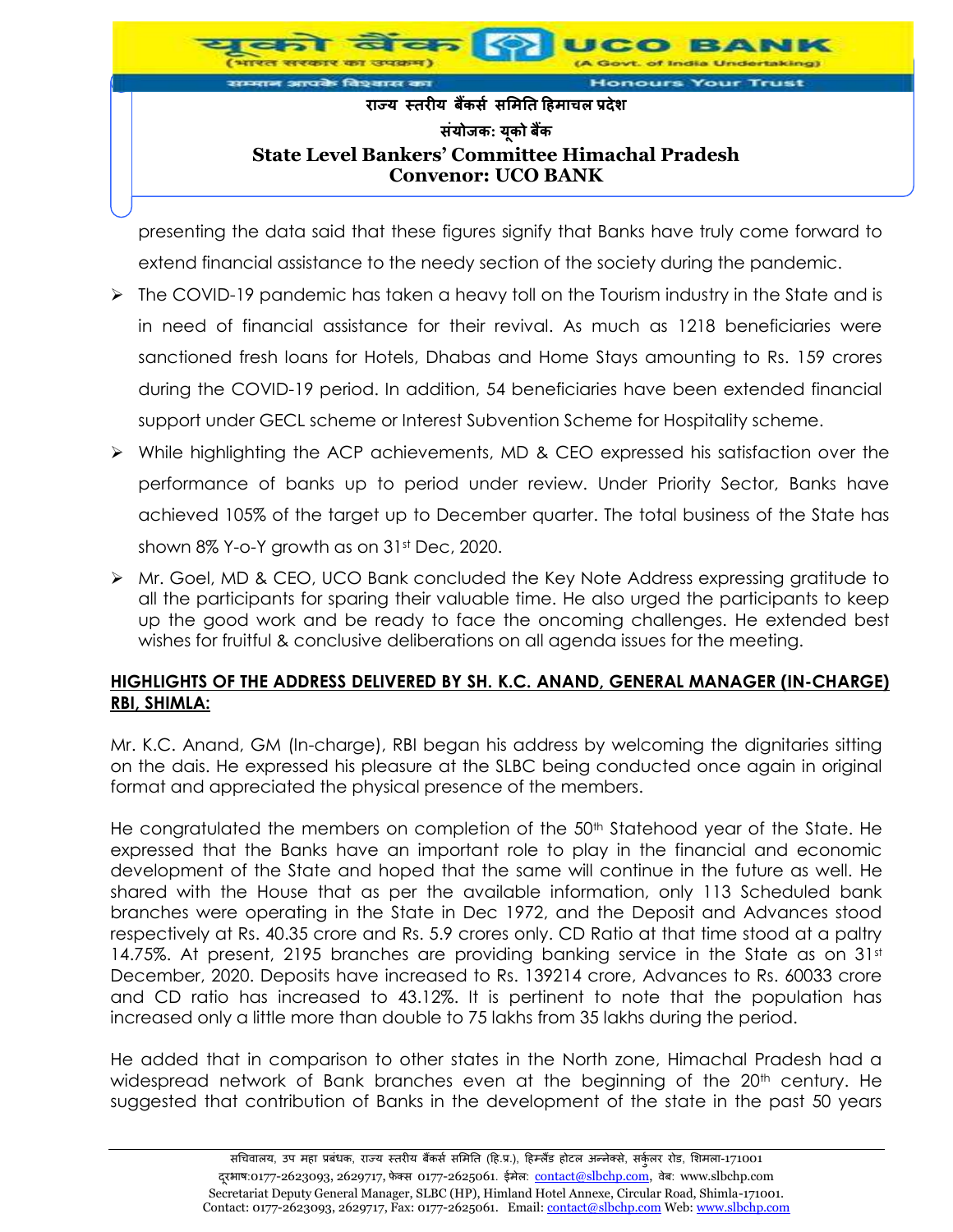presenting the data said that these figures signify that Banks have truly come forward to extend financial assistance to the needy section of the society during the pandemic.

- The COVID-19 pandemic has taken a heavy toll on the Tourism industry in the State and is in need of financial assistance for their revival. As much as 1218 beneficiaries were sanctioned fresh loans for Hotels, Dhabas and Home Stays amounting to Rs. 159 crores during the COVID-19 period. In addition, 54 beneficiaries have been extended financial support under GECL scheme or Interest Subvention Scheme for Hospitality scheme.
- While highlighting the ACP achievements, MD & CEO expressed his satisfaction over the performance of banks up to period under review. Under Priority Sector, Banks have achieved 105% of the target up to December quarter. The total business of the State has shown 8% Y-o-Y growth as on 31st Dec, 2020.
- Mr. Goel, MD & CEO, UCO Bank concluded the Key Note Address expressing gratitude to all the participants for sparing their valuable time. He also urged the participants to keep up the good work and be ready to face the oncoming challenges. He extended best wishes for fruitful & conclusive deliberations on all agenda issues for the meeting.

## HIGHLIGHTS OF THE ADDRESS DELIVERED BY SH. K.C. ANAND, GENERAL MANAGER (IN-CHARGE) RBI, SHIMLA:

Mr. K.C. Anand, GM (In-charge), RBI began his address by welcoming the dignitaries sitting on the dais. He expressed his pleasure at the SLBC being conducted once again in original format and appreciated the physical presence of the members.

He congratulated the members on completion of the 50th Statehood year of the State. He expressed that the Banks have an important role to play in the financial and economic development of the State and hoped that the same will continue in the future as well. He shared with the House that as per the available information, only 113 Scheduled bank branches were operating in the State in Dec 1972, and the Deposit and Advances stood respectively at Rs. 40.35 crore and Rs. 5.9 crores only. CD Ratio at that time stood at a paltry 14.75%. At present, 2195 branches are providing banking service in the State as on 31st December, 2020. Deposits have increased to Rs. 139214 crore, Advances to Rs. 60033 crore and CD ratio has increased to 43.12%. It is pertinent to note that the population has increased only a little more than double to 75 lakhs from 35 lakhs during the period.

He added that in comparison to other states in the North zone, Himachal Pradesh had a widespread network of Bank branches even at the beginning of the 20th century. He suggested that contribution of Banks in the development of the state in the past 50 years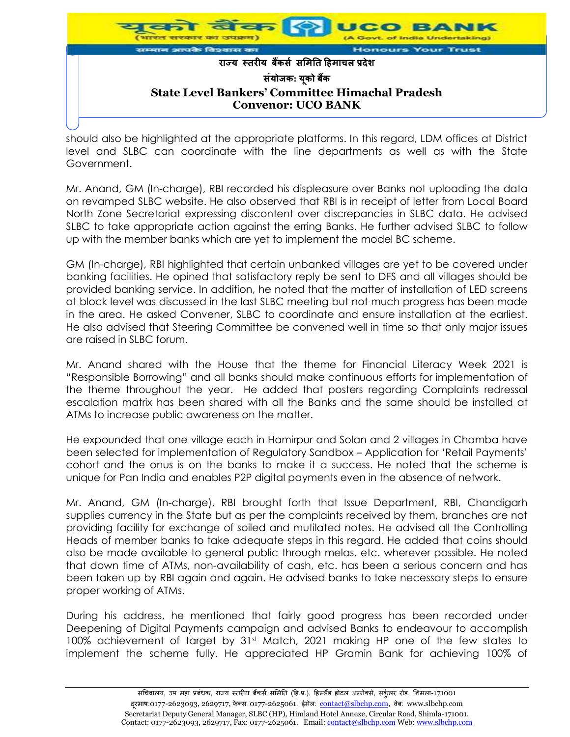should also be highlighted at the appropriate platforms. In this regard, LDM offices at District level and SLBC can coordinate with the line departments as well as with the State Government.

Mr. Anand, GM (In-charge), RBI recorded his displeasure over Banks not uploading the data on revamped SLBC website. He also observed that RBI is in receipt of letter from Local Board North Zone Secretariat expressing discontent over discrepancies in SLBC data. He advised SLBC to take appropriate action against the erring Banks. He further advised SLBC to follow up with the member banks which are yet to implement the model BC scheme.

GM (In-charge), RBI highlighted that certain unbanked villages are yet to be covered under banking facilities. He opined that satisfactory reply be sent to DFS and all villages should be provided banking service. In addition, he noted that the matter of installation of LED screens at block level was discussed in the last SLBC meeting but not much progress has been made in the area. He asked Convener, SLBC to coordinate and ensure installation at the earliest. He also advised that Steering Committee be convened well in time so that only major issues are raised in SLBC forum.

Mr. Anand shared with the House that the theme for Financial Literacy Week 2021 is "Responsible Borrowing" and all banks should make continuous efforts for implementation of the theme throughout the year. He added that posters regarding Complaints redressal escalation matrix has been shared with all the Banks and the same should be installed at ATMs to increase public awareness on the matter.

He expounded that one village each in Hamirpur and Solan and 2 villages in Chamba have been selected for implementation of Regulatory Sandbox – Application for 'Retail Payments' cohort and the onus is on the banks to make it a success. He noted that the scheme is unique for Pan India and enables P2P digital payments even in the absence of network.

Mr. Anand, GM (In-charge), RBI brought forth that Issue Department, RBI, Chandigarh supplies currency in the State but as per the complaints received by them, branches are not providing facility for exchange of soiled and mutilated notes. He advised all the Controlling Heads of member banks to take adequate steps in this regard. He added that coins should also be made available to general public through melas, etc. wherever possible. He noted that down time of ATMs, non-availability of cash, etc. has been a serious concern and has been taken up by RBI again and again. He advised banks to take necessary steps to ensure proper working of ATMs.

During his address, he mentioned that fairly good progress has been recorded under Deepening of Digital Payments campaign and advised Banks to endeavour to accomplish 100% achievement of target by 31st Match, 2021 making HP one of the few states to implement the scheme fully. He appreciated HP Gramin Bank for achieving 100% of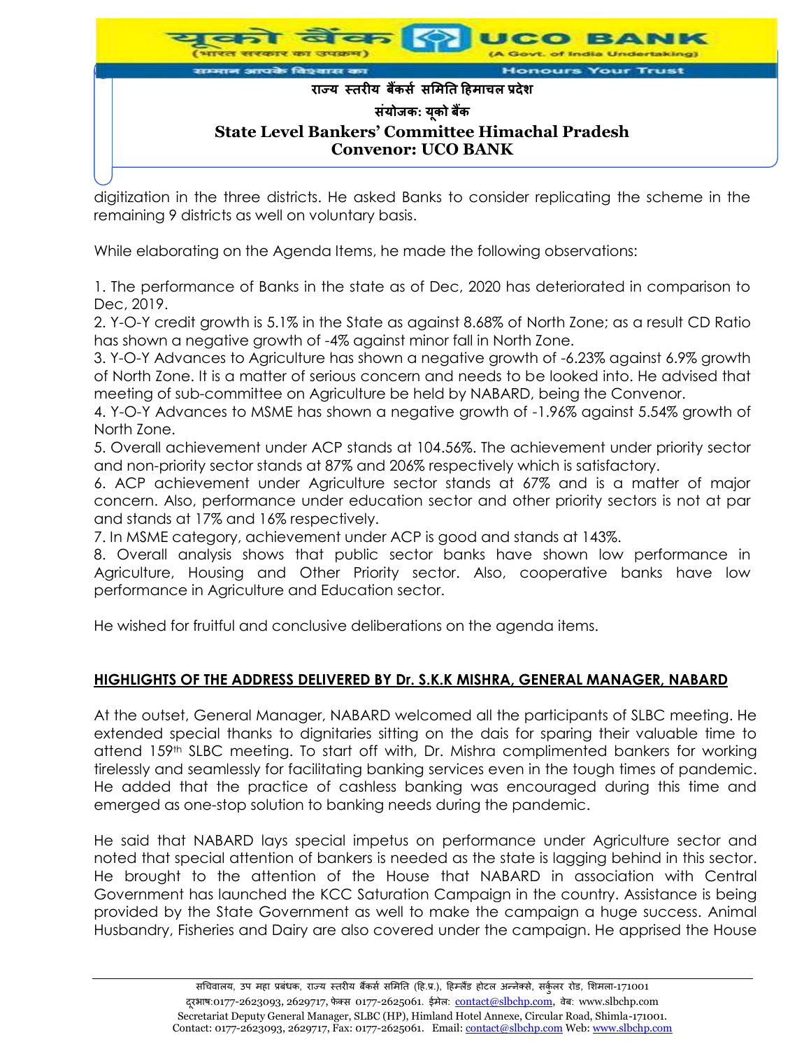digitization in the three districts. He asked Banks to consider replicating the scheme in the remaining 9 districts as well on voluntary basis.

While elaborating on the Agenda Items, he made the following observations:

1. The performance of Banks in the state as of Dec, 2020 has deteriorated in comparison to Dec, 2019.
2. Y-O-Y credit growth is 5.1% in the State as against 8.68% of North Zone; as a result CD Ratio has shown a negative growth of -4% against minor fall in North Zone.
3. Y-O-Y Advances to Agriculture has shown a negative growth of -6.23% against 6.9% growth of North Zone. It is a matter of serious concern and needs to be looked into. He advised that meeting of sub-committee on Agriculture be held by NABARD, being the Convenor.
4. Y-O-Y Advances to MSME has shown a negative growth of -1.96% against 5.54% growth of North Zone.
5. Overall achievement under ACP stands at 104.56%. The achievement under priority sector and non-priority sector stands at 87% and 206% respectively which is satisfactory.
6. ACP achievement under Agriculture sector stands at 67% and is a matter of major concern. Also, performance under education sector and other priority sectors is not at par and stands at 17% and 16% respectively.
7. In MSME category, achievement under ACP is good and stands at 143%.
8. Overall analysis shows that public sector banks have shown low performance in Agriculture, Housing and Other Priority sector. Also, cooperative banks have low performance in Agriculture and Education sector.

He wished for fruitful and conclusive deliberations on the agenda items.

## HIGHLIGHTS OF THE ADDRESS DELIVERED BY Dr. S.K.K MISHRA, GENERAL MANAGER, NABARD

At the outset, General Manager, NABARD welcomed all the participants of SLBC meeting. He extended special thanks to dignitaries sitting on the dais for sparing their valuable time to attend 159th SLBC meeting. To start off with, Dr. Mishra complimented bankers for working tirelessly and seamlessly for facilitating banking services even in the tough times of pandemic. He added that the practice of cashless banking was encouraged during this time and emerged as one-stop solution to banking needs during the pandemic.

He said that NABARD lays special impetus on performance under Agriculture sector and noted that special attention of bankers is needed as the state is lagging behind in this sector. He brought to the attention of the House that NABARD in association with Central Government has launched the KCC Saturation Campaign in the country. Assistance is being provided by the State Government as well to make the campaign a huge success. Animal Husbandry, Fisheries and Dairy are also covered under the campaign. He apprised the House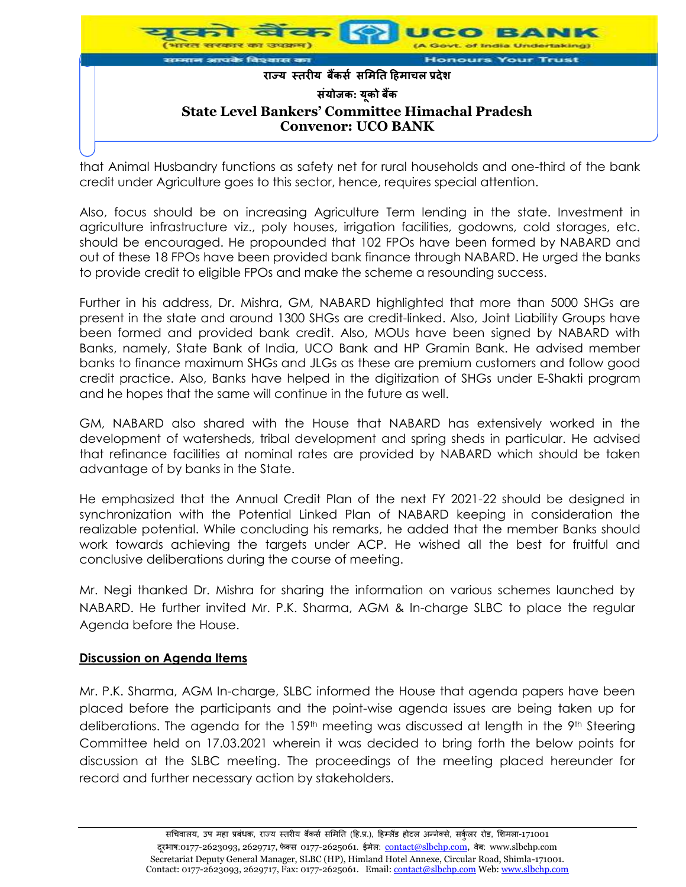that Animal Husbandry functions as safety net for rural households and one-third of the bank credit under Agriculture goes to this sector, hence, requires special attention.

Also, focus should be on increasing Agriculture Term lending in the state. Investment in agriculture infrastructure viz., poly houses, irrigation facilities, godowns, cold storages, etc. should be encouraged. He propounded that 102 FPOs have been formed by NABARD and out of these 18 FPOs have been provided bank finance through NABARD. He urged the banks to provide credit to eligible FPOs and make the scheme a resounding success.

Further in his address, Dr. Mishra, GM, NABARD highlighted that more than 5000 SHGs are present in the state and around 1300 SHGs are credit-linked. Also, Joint Liability Groups have been formed and provided bank credit. Also, MOUs have been signed by NABARD with Banks, namely, State Bank of India, UCO Bank and HP Gramin Bank. He advised member banks to finance maximum SHGs and JLGs as these are premium customers and follow good credit practice. Also, Banks have helped in the digitization of SHGs under E-Shakti program and he hopes that the same will continue in the future as well.

GM, NABARD also shared with the House that NABARD has extensively worked in the development of watersheds, tribal development and spring sheds in particular. He advised that refinance facilities at nominal rates are provided by NABARD which should be taken advantage of by banks in the State.

He emphasized that the Annual Credit Plan of the next FY 2021-22 should be designed in synchronization with the Potential Linked Plan of NABARD keeping in consideration the realizable potential. While concluding his remarks, he added that the member Banks should work towards achieving the targets under ACP. He wished all the best for fruitful and conclusive deliberations during the course of meeting.

Mr. Negi thanked Dr. Mishra for sharing the information on various schemes launched by NABARD. He further invited Mr. P.K. Sharma, AGM & In-charge SLBC to place the regular Agenda before the House.

**Discussion on Agenda Items**

Mr. P.K. Sharma, AGM In-charge, SLBC informed the House that agenda papers have been placed before the participants and the point-wise agenda issues are being taken up for deliberations. The agenda for the 159th meeting was discussed at length in the 9th Steering Committee held on 17.03.2021 wherein it was decided to bring forth the below points for discussion at the SLBC meeting. The proceedings of the meeting placed hereunder for record and further necessary action by stakeholders.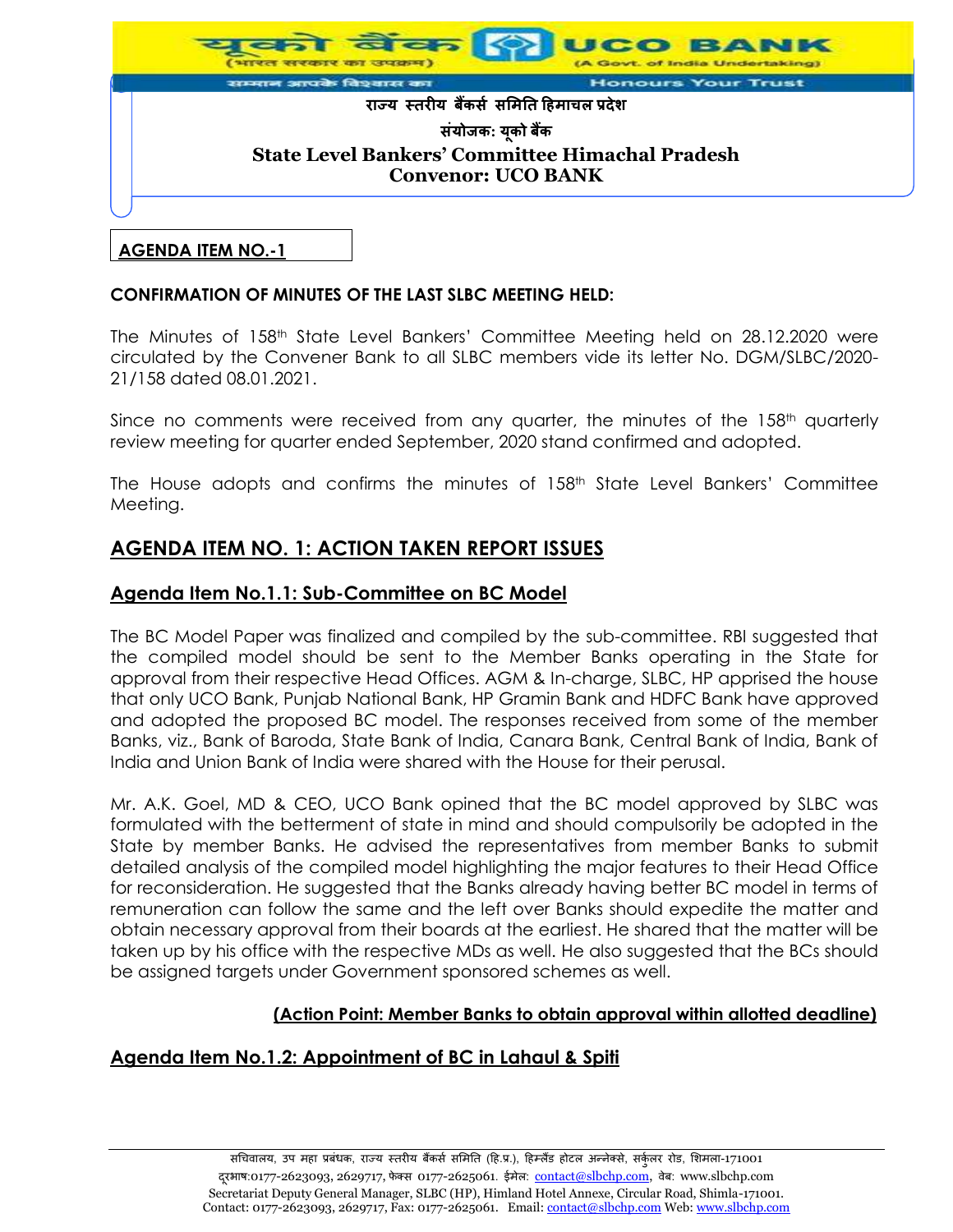**AGENDA ITEM NO.-1**

**CONFIRMATION OF MINUTES OF THE LAST SLBC MEETING HELD:**

The Minutes of 158th State Level Bankers' Committee Meeting held on 28.12.2020 were circulated by the Convener Bank to all SLBC members vide its letter No. DGM/SLBC/2020-21/158 dated 08.01.2021.

Since no comments were received from any quarter, the minutes of the 158th quarterly review meeting for quarter ended September, 2020 stand confirmed and adopted.

The House adopts and confirms the minutes of 158th State Level Bankers' Committee Meeting.

## AGENDA ITEM NO. 1: ACTION TAKEN REPORT ISSUES

### Agenda Item No.1.1: Sub-Committee on BC Model

The BC Model Paper was finalized and compiled by the sub-committee. RBI suggested that the compiled model should be sent to the Member Banks operating in the State for approval from their respective Head Offices. AGM & In-charge, SLBC, HP apprised the house that only UCO Bank, Punjab National Bank, HP Gramin Bank and HDFC Bank have approved and adopted the proposed BC model. The responses received from some of the member Banks, viz., Bank of Baroda, State Bank of India, Canara Bank, Central Bank of India, Bank of India and Union Bank of India were shared with the House for their perusal.

Mr. A.K. Goel, MD & CEO, UCO Bank opined that the BC model approved by SLBC was formulated with the betterment of state in mind and should compulsorily be adopted in the State by member Banks. He advised the representatives from member Banks to submit detailed analysis of the compiled model highlighting the major features to their Head Office for reconsideration. He suggested that the Banks already having better BC model in terms of remuneration can follow the same and the left over Banks should expedite the matter and obtain necessary approval from their boards at the earliest. He shared that the matter will be taken up by his office with the respective MDs as well. He also suggested that the BCs should be assigned targets under Government sponsored schemes as well.

**(Action Point: Member Banks to obtain approval within allotted deadline)**

### Agenda Item No.1.2: Appointment of BC in Lahaul & Spiti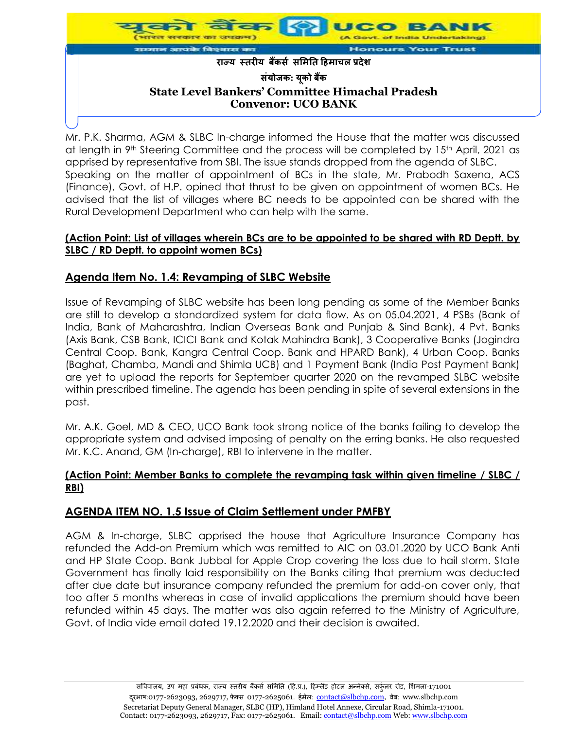Mr. P.K. Sharma, AGM & SLBC In-charge informed the House that the matter was discussed at length in 9th Steering Committee and the process will be completed by 15th April, 2021 as apprised by representative from SBI. The issue stands dropped from the agenda of SLBC.
Speaking on the matter of appointment of BCs in the state, Mr. Prabodh Saxena, ACS (Finance), Govt. of H.P. opined that thrust to be given on appointment of women BCs. He advised that the list of villages where BC needs to be appointed can be shared with the Rural Development Department who can help with the same.

**(Action Point: List of villages wherein BCs are to be appointed to be shared with RD Deptt. by SLBC / RD Deptt. to appoint women BCs)**

## Agenda Item No. 1.4: Revamping of SLBC Website

Issue of Revamping of SLBC website has been long pending as some of the Member Banks are still to develop a standardized system for data flow. As on 05.04.2021, 4 PSBs (Bank of India, Bank of Maharashtra, Indian Overseas Bank and Punjab & Sind Bank), 4 Pvt. Banks (Axis Bank, CSB Bank, ICICI Bank and Kotak Mahindra Bank), 3 Cooperative Banks (Jogindra Central Coop. Bank, Kangra Central Coop. Bank and HPARD Bank), 4 Urban Coop. Banks (Baghat, Chamba, Mandi and Shimla UCB) and 1 Payment Bank (India Post Payment Bank) are yet to upload the reports for September quarter 2020 on the revamped SLBC website within prescribed timeline. The agenda has been pending in spite of several extensions in the past.

Mr. A.K. Goel, MD & CEO, UCO Bank took strong notice of the banks failing to develop the appropriate system and advised imposing of penalty on the erring banks. He also requested Mr. K.C. Anand, GM (In-charge), RBI to intervene in the matter.

**(Action Point: Member Banks to complete the revamping task within given timeline / SLBC / RBI)**

## AGENDA ITEM NO. 1.5 Issue of Claim Settlement under PMFBY

AGM & In-charge, SLBC apprised the house that Agriculture Insurance Company has refunded the Add-on Premium which was remitted to AIC on 03.01.2020 by UCO Bank Anti and HP State Coop. Bank Jubbal for Apple Crop covering the loss due to hail storm. State Government has finally laid responsibility on the Banks citing that premium was deducted after due date but insurance company refunded the premium for add-on cover only, that too after 5 months whereas in case of invalid applications the premium should have been refunded within 45 days. The matter was also again referred to the Ministry of Agriculture, Govt. of India vide email dated 19.12.2020 and their decision is awaited.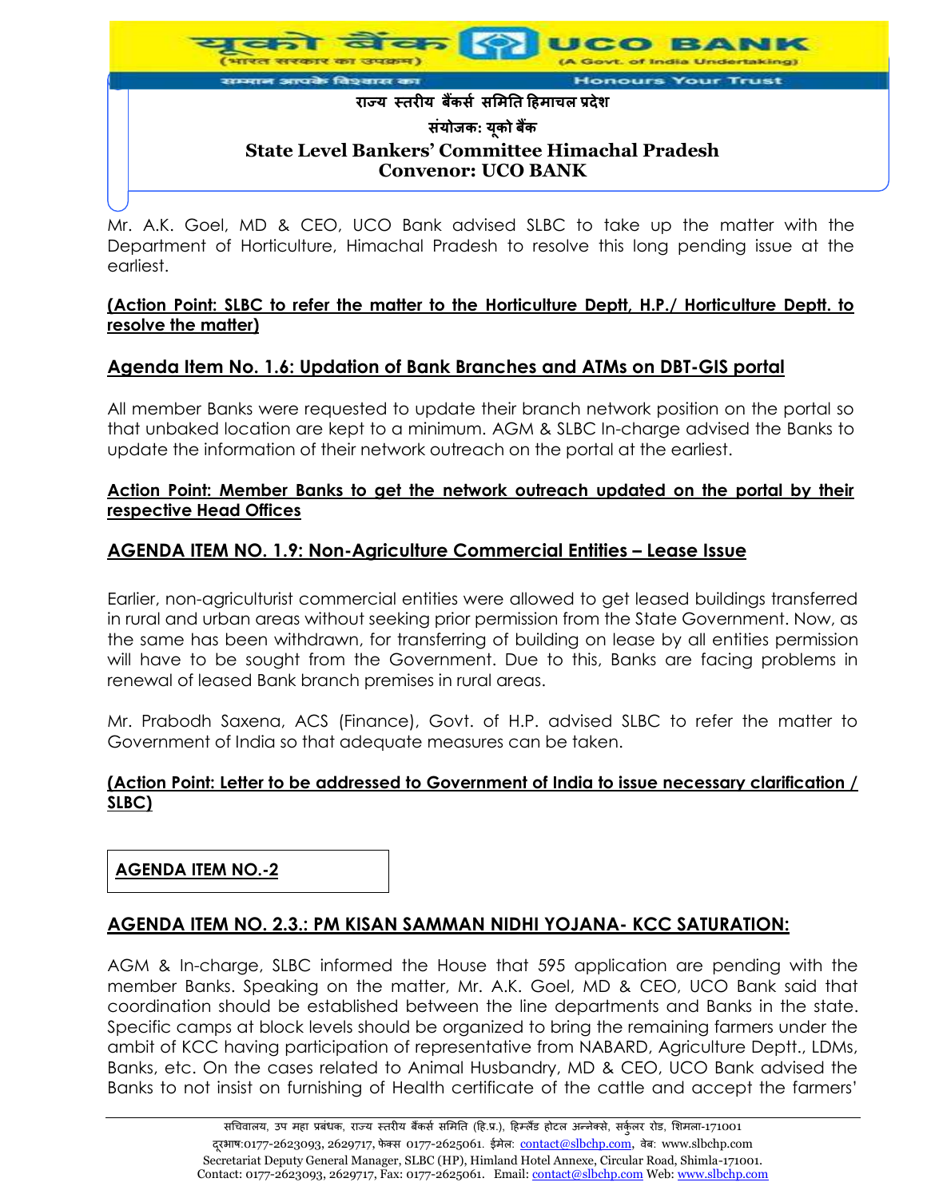Mr. A.K. Goel, MD & CEO, UCO Bank advised SLBC to take up the matter with the Department of Horticulture, Himachal Pradesh to resolve this long pending issue at the earliest.

**(Action Point: SLBC to refer the matter to the Horticulture Deptt, H.P./ Horticulture Deptt. to resolve the matter)**

## Agenda Item No. 1.6: Updation of Bank Branches and ATMs on DBT-GIS portal

All member Banks were requested to update their branch network position on the portal so that unbaked location are kept to a minimum. AGM & SLBC In-charge advised the Banks to update the information of their network outreach on the portal at the earliest.

**Action Point: Member Banks to get the network outreach updated on the portal by their respective Head Offices**

## AGENDA ITEM NO. 1.9: Non-Agriculture Commercial Entities – Lease Issue

Earlier, non-agriculturist commercial entities were allowed to get leased buildings transferred in rural and urban areas without seeking prior permission from the State Government. Now, as the same has been withdrawn, for transferring of building on lease by all entities permission will have to be sought from the Government. Due to this, Banks are facing problems in renewal of leased Bank branch premises in rural areas.

Mr. Prabodh Saxena, ACS (Finance), Govt. of H.P. advised SLBC to refer the matter to Government of India so that adequate measures can be taken.

**(Action Point: Letter to be addressed to Government of India to issue necessary clarification / SLBC)**

## AGENDA ITEM NO.-2

## AGENDA ITEM NO. 2.3.: PM KISAN SAMMAN NIDHI YOJANA- KCC SATURATION:

AGM & In-charge, SLBC informed the House that 595 application are pending with the member Banks. Speaking on the matter, Mr. A.K. Goel, MD & CEO, UCO Bank said that coordination should be established between the line departments and Banks in the state. Specific camps at block levels should be organized to bring the remaining farmers under the ambit of KCC having participation of representative from NABARD, Agriculture Deptt., LDMs, Banks, etc. On the cases related to Animal Husbandry, MD & CEO, UCO Bank advised the Banks to not insist on furnishing of Health certificate of the cattle and accept the farmers'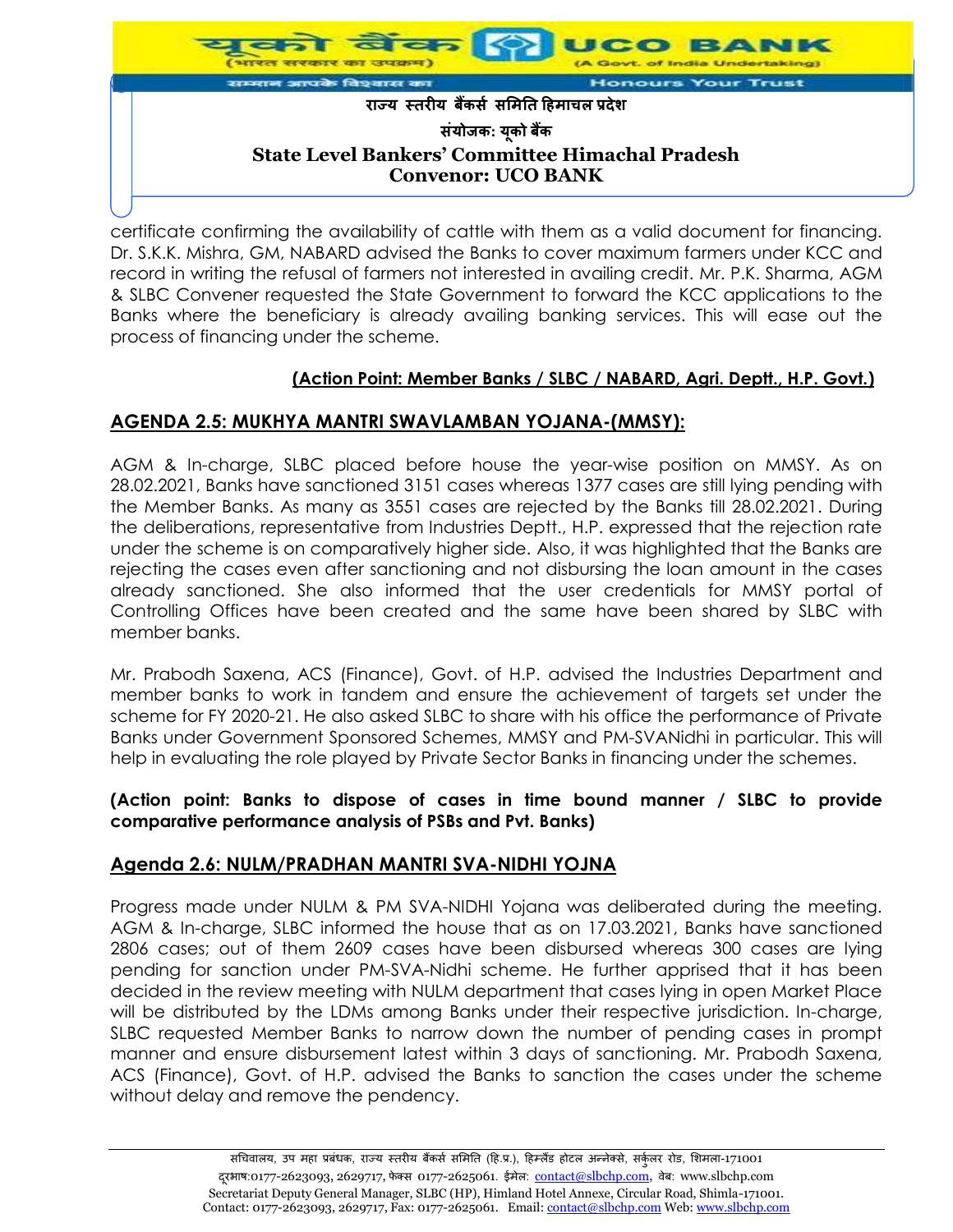certificate confirming the availability of cattle with them as a valid document for financing. Dr. S.K.K. Mishra, GM, NABARD advised the Banks to cover maximum farmers under KCC and record in writing the refusal of farmers not interested in availing credit. Mr. P.K. Sharma, AGM & SLBC Convener requested the State Government to forward the KCC applications to the Banks where the beneficiary is already availing banking services. This will ease out the process of financing under the scheme.

**(Action Point: Member Banks / SLBC / NABARD, Agri. Deptt., H.P. Govt.)**

## AGENDA 2.5: MUKHYA MANTRI SWAVLAMBAN YOJANA-(MMSY):

AGM & In-charge, SLBC placed before house the year-wise position on MMSY. As on 28.02.2021, Banks have sanctioned 3151 cases whereas 1377 cases are still lying pending with the Member Banks. As many as 3551 cases are rejected by the Banks till 28.02.2021. During the deliberations, representative from Industries Deptt., H.P. expressed that the rejection rate under the scheme is on comparatively higher side. Also, it was highlighted that the Banks are rejecting the cases even after sanctioning and not disbursing the loan amount in the cases already sanctioned. She also informed that the user credentials for MMSY portal of Controlling Offices have been created and the same have been shared by SLBC with member banks.

Mr. Prabodh Saxena, ACS (Finance), Govt. of H.P. advised the Industries Department and member banks to work in tandem and ensure the achievement of targets set under the scheme for FY 2020-21. He also asked SLBC to share with his office the performance of Private Banks under Government Sponsored Schemes, MMSY and PM-SVANidhi in particular. This will help in evaluating the role played by Private Sector Banks in financing under the schemes.

**(Action point: Banks to dispose of cases in time bound manner / SLBC to provide comparative performance analysis of PSBs and Pvt. Banks)**

## Agenda 2.6: NULM/PRADHAN MANTRI SVA-NIDHI YOJNA

Progress made under NULM & PM SVA-NIDHI Yojana was deliberated during the meeting. AGM & In-charge, SLBC informed the house that as on 17.03.2021, Banks have sanctioned 2806 cases; out of them 2609 cases have been disbursed whereas 300 cases are lying pending for sanction under PM-SVA-Nidhi scheme. He further apprised that it has been decided in the review meeting with NULM department that cases lying in open Market Place will be distributed by the LDMs among Banks under their respective jurisdiction. In-charge, SLBC requested Member Banks to narrow down the number of pending cases in prompt manner and ensure disbursement latest within 3 days of sanctioning. Mr. Prabodh Saxena, ACS (Finance), Govt. of H.P. advised the Banks to sanction the cases under the scheme without delay and remove the pendency.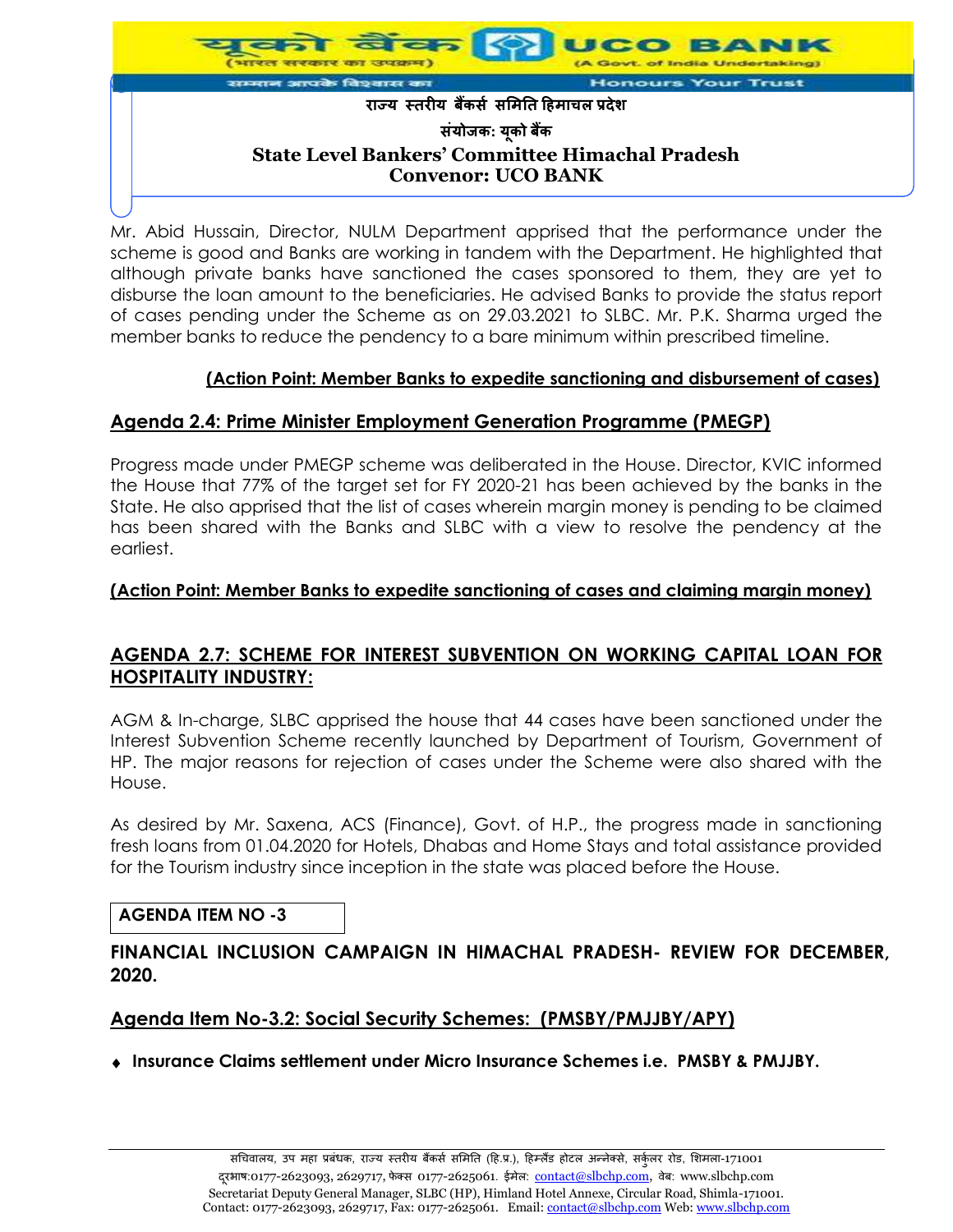Mr. Abid Hussain, Director, NULM Department apprised that the performance under the scheme is good and Banks are working in tandem with the Department. He highlighted that although private banks have sanctioned the cases sponsored to them, they are yet to disburse the loan amount to the beneficiaries. He advised Banks to provide the status report of cases pending under the Scheme as on 29.03.2021 to SLBC. Mr. P.K. Sharma urged the member banks to reduce the pendency to a bare minimum within prescribed timeline.

**(Action Point: Member Banks to expedite sanctioning and disbursement of cases)**

## Agenda 2.4: Prime Minister Employment Generation Programme (PMEGP)

Progress made under PMEGP scheme was deliberated in the House. Director, KVIC informed the House that 77% of the target set for FY 2020-21 has been achieved by the banks in the State. He also apprised that the list of cases wherein margin money is pending to be claimed has been shared with the Banks and SLBC with a view to resolve the pendency at the earliest.

**(Action Point: Member Banks to expedite sanctioning of cases and claiming margin money)**

## AGENDA 2.7: SCHEME FOR INTEREST SUBVENTION ON WORKING CAPITAL LOAN FOR HOSPITALITY INDUSTRY:

AGM & In-charge, SLBC apprised the house that 44 cases have been sanctioned under the Interest Subvention Scheme recently launched by Department of Tourism, Government of HP. The major reasons for rejection of cases under the Scheme were also shared with the House.

As desired by Mr. Saxena, ACS (Finance), Govt. of H.P., the progress made in sanctioning fresh loans from 01.04.2020 for Hotels, Dhabas and Home Stays and total assistance provided for the Tourism industry since inception in the state was placed before the House.

## AGENDA ITEM NO -3

## FINANCIAL INCLUSION CAMPAIGN IN HIMACHAL PRADESH- REVIEW FOR DECEMBER, 2020.

## Agenda Item No-3.2: Social Security Schemes: (PMSBY/PMJJBY/APY)

- **Insurance Claims settlement under Micro Insurance Schemes i.e. PMSBY & PMJJBY.**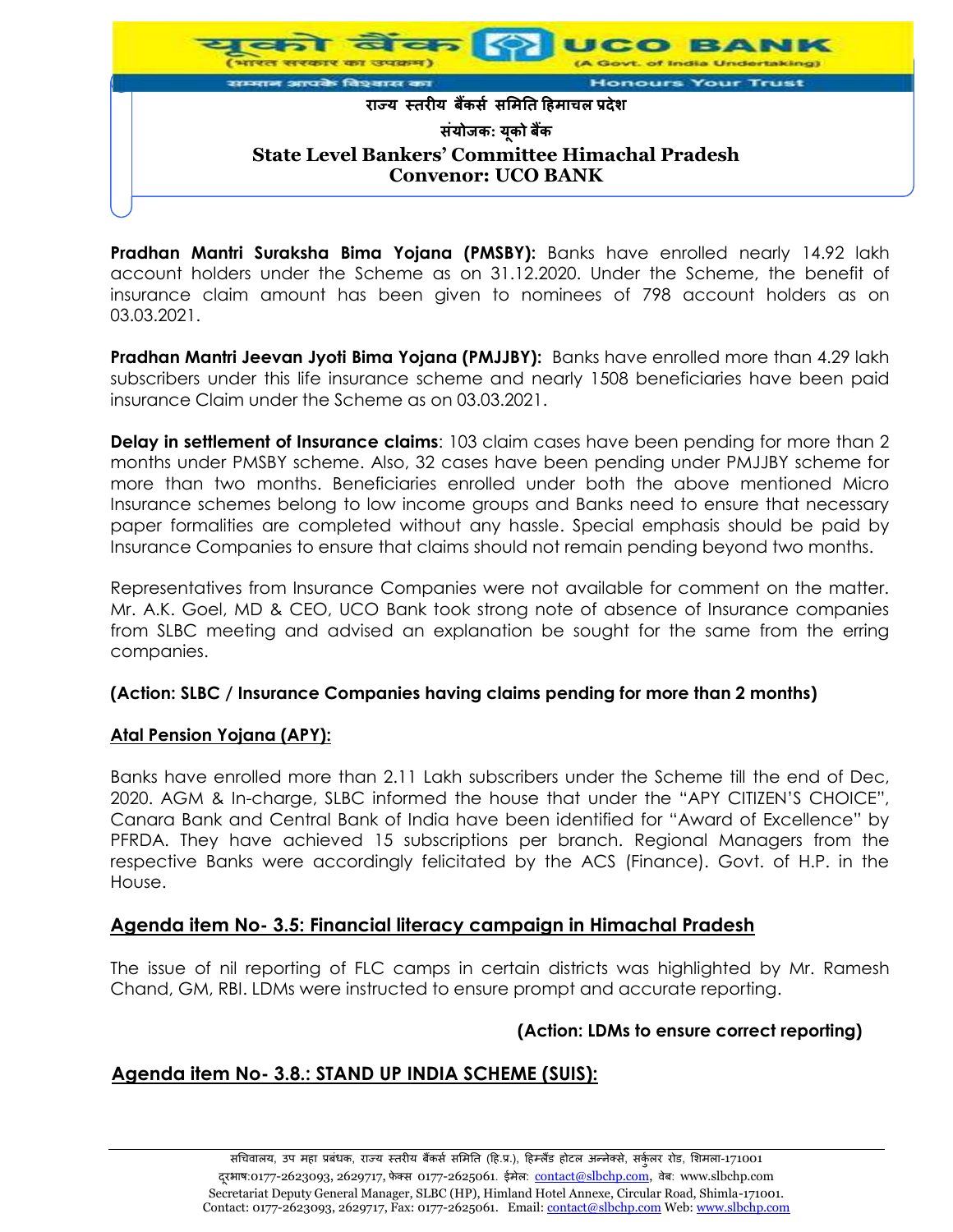**Pradhan Mantri Suraksha Bima Yojana (PMSBY):** Banks have enrolled nearly 14.92 lakh account holders under the Scheme as on 31.12.2020. Under the Scheme, the benefit of insurance claim amount has been given to nominees of 798 account holders as on 03.03.2021.

**Pradhan Mantri Jeevan Jyoti Bima Yojana (PMJJBY):** Banks have enrolled more than 4.29 lakh subscribers under this life insurance scheme and nearly 1508 beneficiaries have been paid insurance Claim under the Scheme as on 03.03.2021.

**Delay in settlement of Insurance claims**: 103 claim cases have been pending for more than 2 months under PMSBY scheme. Also, 32 cases have been pending under PMJJBY scheme for more than two months. Beneficiaries enrolled under both the above mentioned Micro Insurance schemes belong to low income groups and Banks need to ensure that necessary paper formalities are completed without any hassle. Special emphasis should be paid by Insurance Companies to ensure that claims should not remain pending beyond two months.

Representatives from Insurance Companies were not available for comment on the matter. Mr. A.K. Goel, MD & CEO, UCO Bank took strong note of absence of Insurance companies from SLBC meeting and advised an explanation be sought for the same from the erring companies.

**(Action: SLBC / Insurance Companies having claims pending for more than 2 months)**

**Atal Pension Yojana (APY):**

Banks have enrolled more than 2.11 Lakh subscribers under the Scheme till the end of Dec, 2020. AGM & In-charge, SLBC informed the house that under the "APY CITIZEN'S CHOICE", Canara Bank and Central Bank of India have been identified for "Award of Excellence" by PFRDA. They have achieved 15 subscriptions per branch. Regional Managers from the respective Banks were accordingly felicitated by the ACS (Finance). Govt. of H.P. in the House.

## Agenda item No- 3.5: Financial literacy campaign in Himachal Pradesh

The issue of nil reporting of FLC camps in certain districts was highlighted by Mr. Ramesh Chand, GM, RBI. LDMs were instructed to ensure prompt and accurate reporting.

**(Action: LDMs to ensure correct reporting)**

## Agenda item No- 3.8.: STAND UP INDIA SCHEME (SUIS):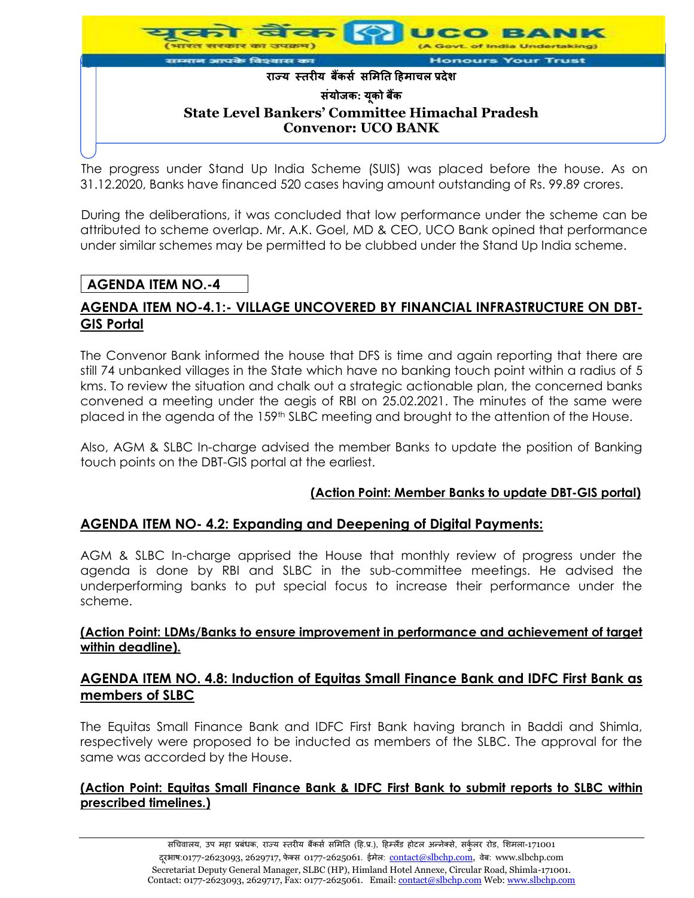The progress under Stand Up India Scheme (SUIS) was placed before the house. As on 31.12.2020, Banks have financed 520 cases having amount outstanding of Rs. 99.89 crores.

During the deliberations, it was concluded that low performance under the scheme can be attributed to scheme overlap. Mr. A.K. Goel, MD & CEO, UCO Bank opined that performance under similar schemes may be permitted to be clubbed under the Stand Up India scheme.

## AGENDA ITEM NO.-4

### AGENDA ITEM NO-4.1:- VILLAGE UNCOVERED BY FINANCIAL INFRASTRUCTURE ON DBT-GIS Portal

The Convenor Bank informed the house that DFS is time and again reporting that there are still 74 unbanked villages in the State which have no banking touch point within a radius of 5 kms. To review the situation and chalk out a strategic actionable plan, the concerned banks convened a meeting under the aegis of RBI on 25.02.2021. The minutes of the same were placed in the agenda of the 159th SLBC meeting and brought to the attention of the House.

Also, AGM & SLBC In-charge advised the member Banks to update the position of Banking touch points on the DBT-GIS portal at the earliest.

**(Action Point: Member Banks to update DBT-GIS portal)**

### AGENDA ITEM NO- 4.2: Expanding and Deepening of Digital Payments:

AGM & SLBC In-charge apprised the House that monthly review of progress under the agenda is done by RBI and SLBC in the sub-committee meetings. He advised the underperforming banks to put special focus to increase their performance under the scheme.

**(Action Point: LDMs/Banks to ensure improvement in performance and achievement of target within deadline).**

### AGENDA ITEM NO. 4.8: Induction of Equitas Small Finance Bank and IDFC First Bank as members of SLBC

The Equitas Small Finance Bank and IDFC First Bank having branch in Baddi and Shimla, respectively were proposed to be inducted as members of the SLBC. The approval for the same was accorded by the House.

**(Action Point: Equitas Small Finance Bank & IDFC First Bank to submit reports to SLBC within prescribed timelines.)**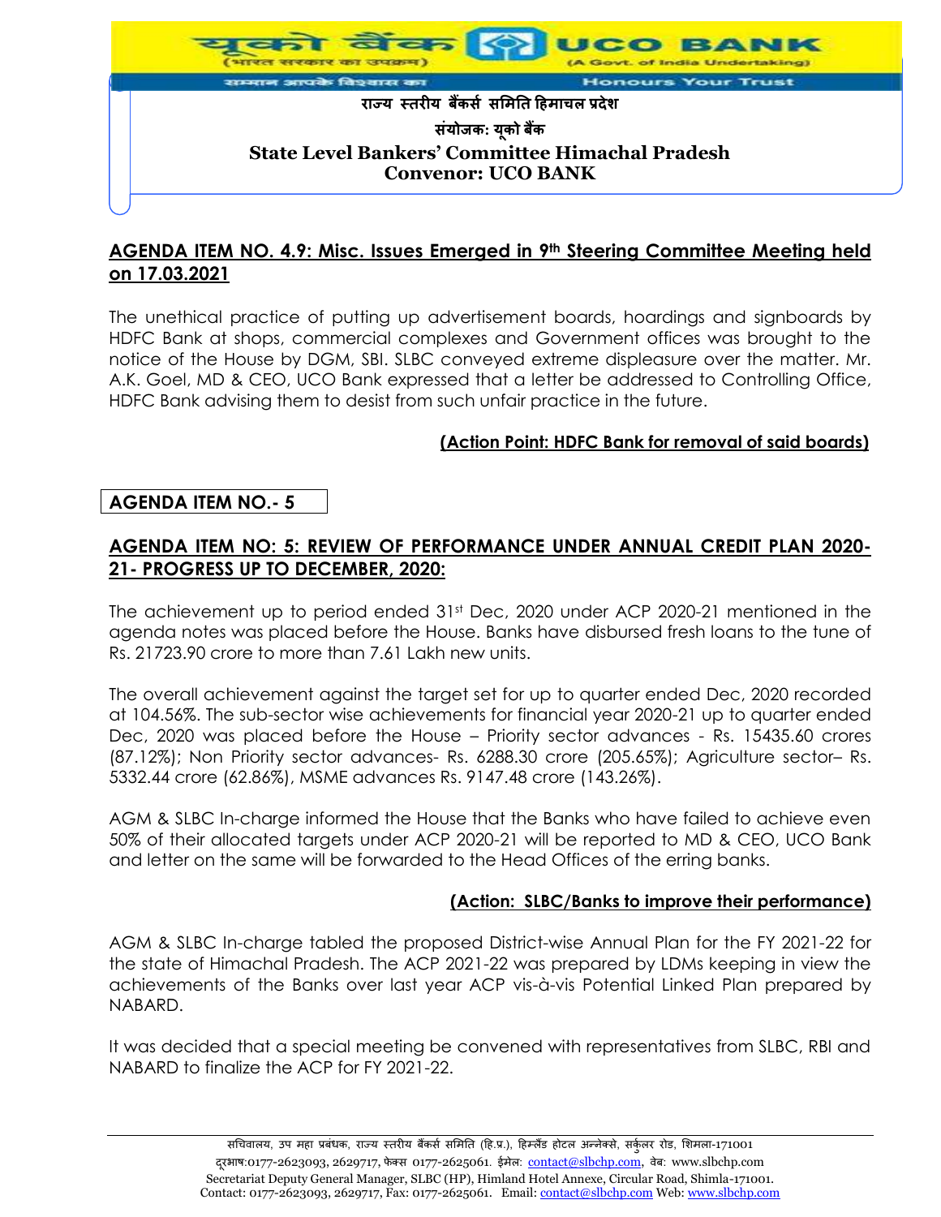## AGENDA ITEM NO. 4.9: Misc. Issues Emerged in 9th Steering Committee Meeting held on 17.03.2021

The unethical practice of putting up advertisement boards, hoardings and signboards by HDFC Bank at shops, commercial complexes and Government offices was brought to the notice of the House by DGM, SBI. SLBC conveyed extreme displeasure over the matter. Mr. A.K. Goel, MD & CEO, UCO Bank expressed that a letter be addressed to Controlling Office, HDFC Bank advising them to desist from such unfair practice in the future.

**(Action Point: HDFC Bank for removal of said boards)**

## AGENDA ITEM NO.- 5

## AGENDA ITEM NO: 5: REVIEW OF PERFORMANCE UNDER ANNUAL CREDIT PLAN 2020-21- PROGRESS UP TO DECEMBER, 2020:

The achievement up to period ended 31st Dec, 2020 under ACP 2020-21 mentioned in the agenda notes was placed before the House. Banks have disbursed fresh loans to the tune of Rs. 21723.90 crore to more than 7.61 Lakh new units.

The overall achievement against the target set for up to quarter ended Dec, 2020 recorded at 104.56%. The sub-sector wise achievements for financial year 2020-21 up to quarter ended Dec, 2020 was placed before the House – Priority sector advances - Rs. 15435.60 crores (87.12%); Non Priority sector advances- Rs. 6288.30 crore (205.65%); Agriculture sector– Rs. 5332.44 crore (62.86%), MSME advances Rs. 9147.48 crore (143.26%).

AGM & SLBC In-charge informed the House that the Banks who have failed to achieve even 50% of their allocated targets under ACP 2020-21 will be reported to MD & CEO, UCO Bank and letter on the same will be forwarded to the Head Offices of the erring banks.

**(Action: SLBC/Banks to improve their performance)**

AGM & SLBC In-charge tabled the proposed District-wise Annual Plan for the FY 2021-22 for the state of Himachal Pradesh. The ACP 2021-22 was prepared by LDMs keeping in view the achievements of the Banks over last year ACP vis-à-vis Potential Linked Plan prepared by NABARD.

It was decided that a special meeting be convened with representatives from SLBC, RBI and NABARD to finalize the ACP for FY 2021-22.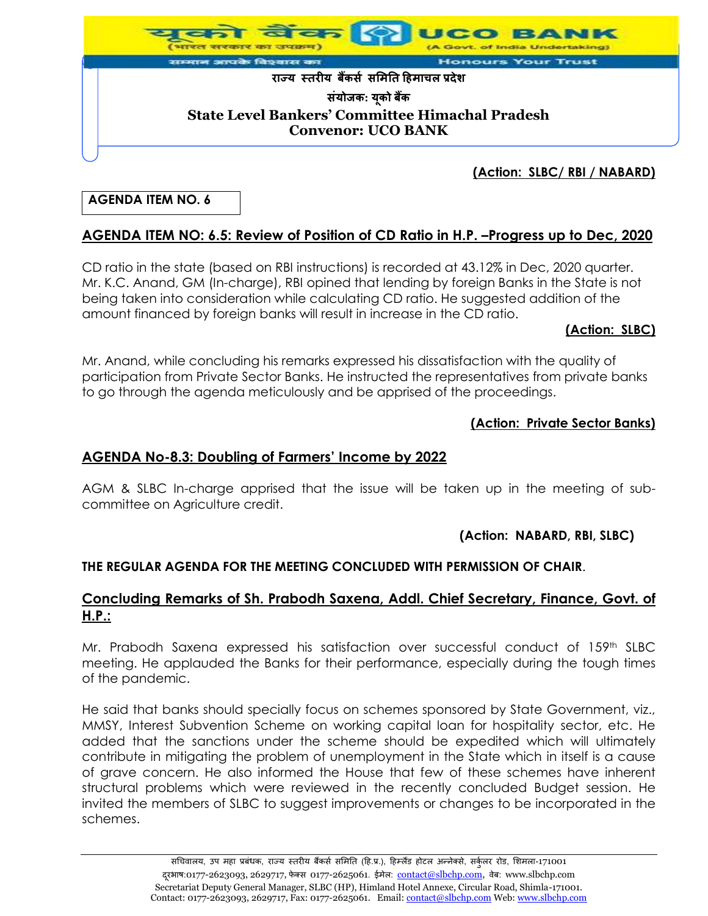**(Action: SLBC/ RBI / NABARD)**

**AGENDA ITEM NO. 6**

## AGENDA ITEM NO: 6.5: Review of Position of CD Ratio in H.P. –Progress up to Dec, 2020

CD ratio in the state (based on RBI instructions) is recorded at 43.12% in Dec, 2020 quarter. Mr. K.C. Anand, GM (In-charge), RBI opined that lending by foreign Banks in the State is not being taken into consideration while calculating CD ratio. He suggested addition of the amount financed by foreign banks will result in increase in the CD ratio.

**(Action: SLBC)**

Mr. Anand, while concluding his remarks expressed his dissatisfaction with the quality of participation from Private Sector Banks. He instructed the representatives from private banks to go through the agenda meticulously and be apprised of the proceedings.

**(Action: Private Sector Banks)**

## AGENDA No-8.3: Doubling of Farmers' Income by 2022

AGM & SLBC In-charge apprised that the issue will be taken up in the meeting of sub-committee on Agriculture credit.

**(Action: NABARD, RBI, SLBC)**

**THE REGULAR AGENDA FOR THE MEETING CONCLUDED WITH PERMISSION OF CHAIR**.

## Concluding Remarks of Sh. Prabodh Saxena, Addl. Chief Secretary, Finance, Govt. of H.P.:

Mr. Prabodh Saxena expressed his satisfaction over successful conduct of 159th SLBC meeting. He applauded the Banks for their performance, especially during the tough times of the pandemic.

He said that banks should specially focus on schemes sponsored by State Government, viz., MMSY, Interest Subvention Scheme on working capital loan for hospitality sector, etc. He added that the sanctions under the scheme should be expedited which will ultimately contribute in mitigating the problem of unemployment in the State which in itself is a cause of grave concern. He also informed the House that few of these schemes have inherent structural problems which were reviewed in the recently concluded Budget session. He invited the members of SLBC to suggest improvements or changes to be incorporated in the schemes.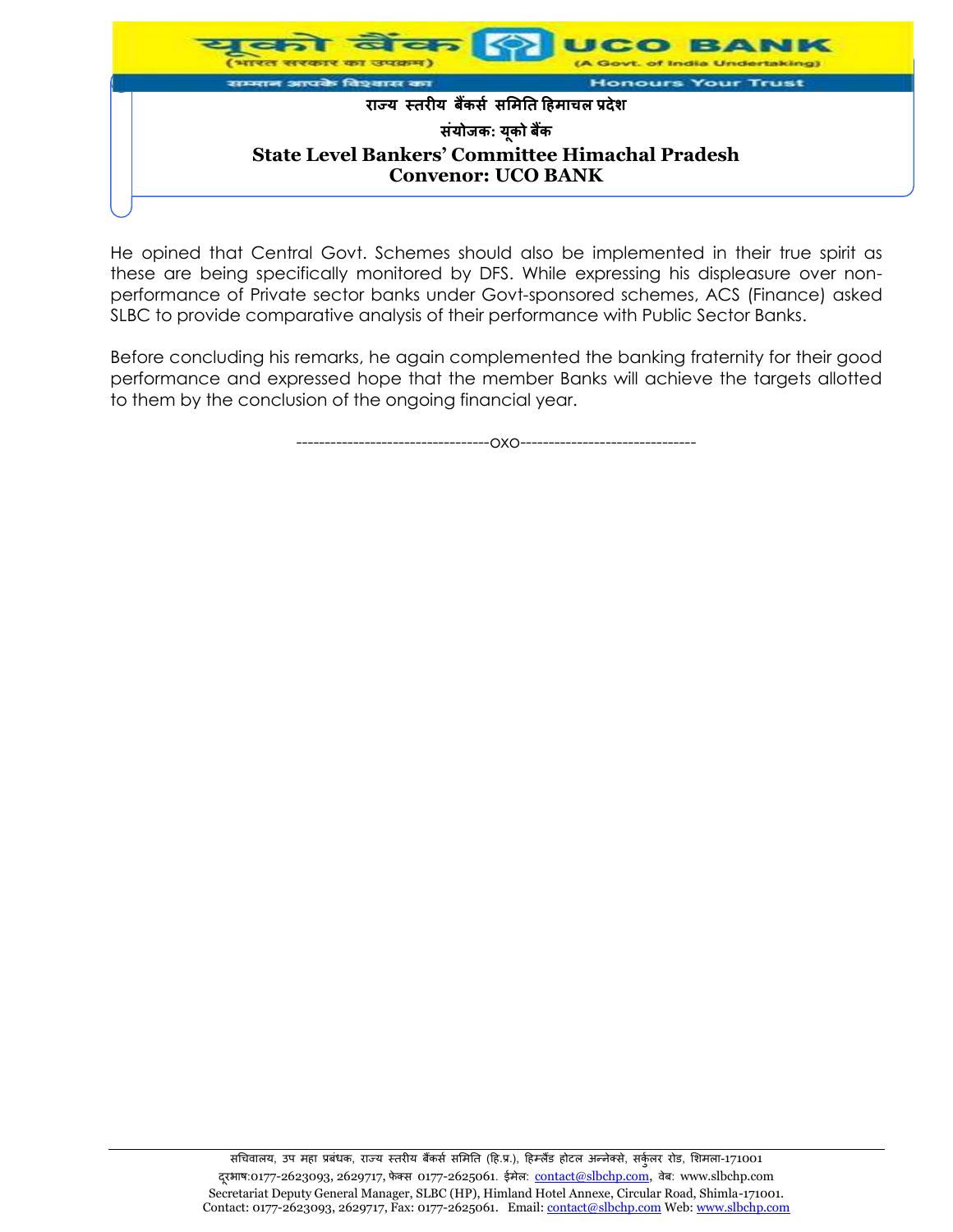He opined that Central Govt. Schemes should also be implemented in their true spirit as these are being specifically monitored by DFS. While expressing his displeasure over non-performance of Private sector banks under Govt-sponsored schemes, ACS (Finance) asked SLBC to provide comparative analysis of their performance with Public Sector Banks.

Before concluding his remarks, he again complemented the banking fraternity for their good performance and expressed hope that the member Banks will achieve the targets allotted to them by the conclusion of the ongoing financial year.

---------------------------------oxo-------------------------------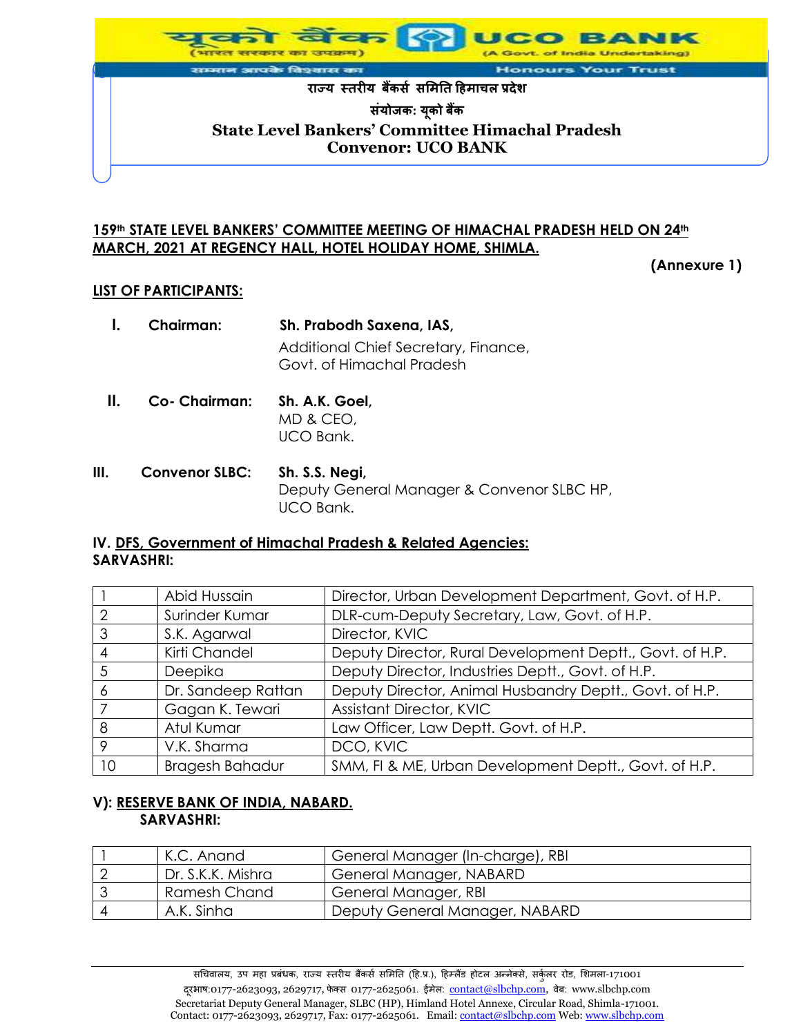राज्य स्तरीय बैंकर्स समिति हिमाचल प्रदेश

संयोजक: यूको बैंक

**State Level Bankers' Committee Himachal Pradesh**
**Convenor: UCO BANK**

**159th STATE LEVEL BANKERS' COMMITTEE MEETING OF HIMACHAL PRADESH HELD ON 24th MARCH, 2021 AT REGENCY HALL, HOTEL HOLIDAY HOME, SHIMLA.**

**(Annexure 1)**

**LIST OF PARTICIPANTS:**

**I. Chairman:** **Sh. Prabodh Saxena, IAS,**
Additional Chief Secretary, Finance,
Govt. of Himachal Pradesh

**II. Co- Chairman:** **Sh. A.K. Goel,**
MD & CEO,
UCO Bank.

**III. Convenor SLBC:** **Sh. S.S. Negi,**
Deputy General Manager & Convenor SLBC HP,
UCO Bank.

**IV. DFS, Government of Himachal Pradesh & Related Agencies:**
**SARVASHRI:**

| | | |
|---|---|---|
| 1 | Abid Hussain | Director, Urban Development Department, Govt. of H.P. |
| 2 | Surinder Kumar | DLR-cum-Deputy Secretary, Law, Govt. of H.P. |
| 3 | S.K. Agarwal | Director, KVIC |
| 4 | Kirti Chandel | Deputy Director, Rural Development Deptt., Govt. of H.P. |
| 5 | Deepika | Deputy Director, Industries Deptt., Govt. of H.P. |
| 6 | Dr. Sandeep Rattan | Deputy Director, Animal Husbandry Deptt., Govt. of H.P. |
| 7 | Gagan K. Tewari | Assistant Director, KVIC |
| 8 | Atul Kumar | Law Officer, Law Deptt. Govt. of H.P. |
| 9 | V.K. Sharma | DCO, KVIC |
| 10 | Bragesh Bahadur | SMM, FI & ME, Urban Development Deptt., Govt. of H.P. |

**V): RESERVE BANK OF INDIA, NABARD.**
**SARVASHRI:**

| | | |
|---|---|---|
| 1 | K.C. Anand | General Manager (In-charge), RBI |
| 2 | Dr. S.K.K. Mishra | General Manager, NABARD |
| 3 | Ramesh Chand | General Manager, RBI |
| 4 | A.K. Sinha | Deputy General Manager, NABARD |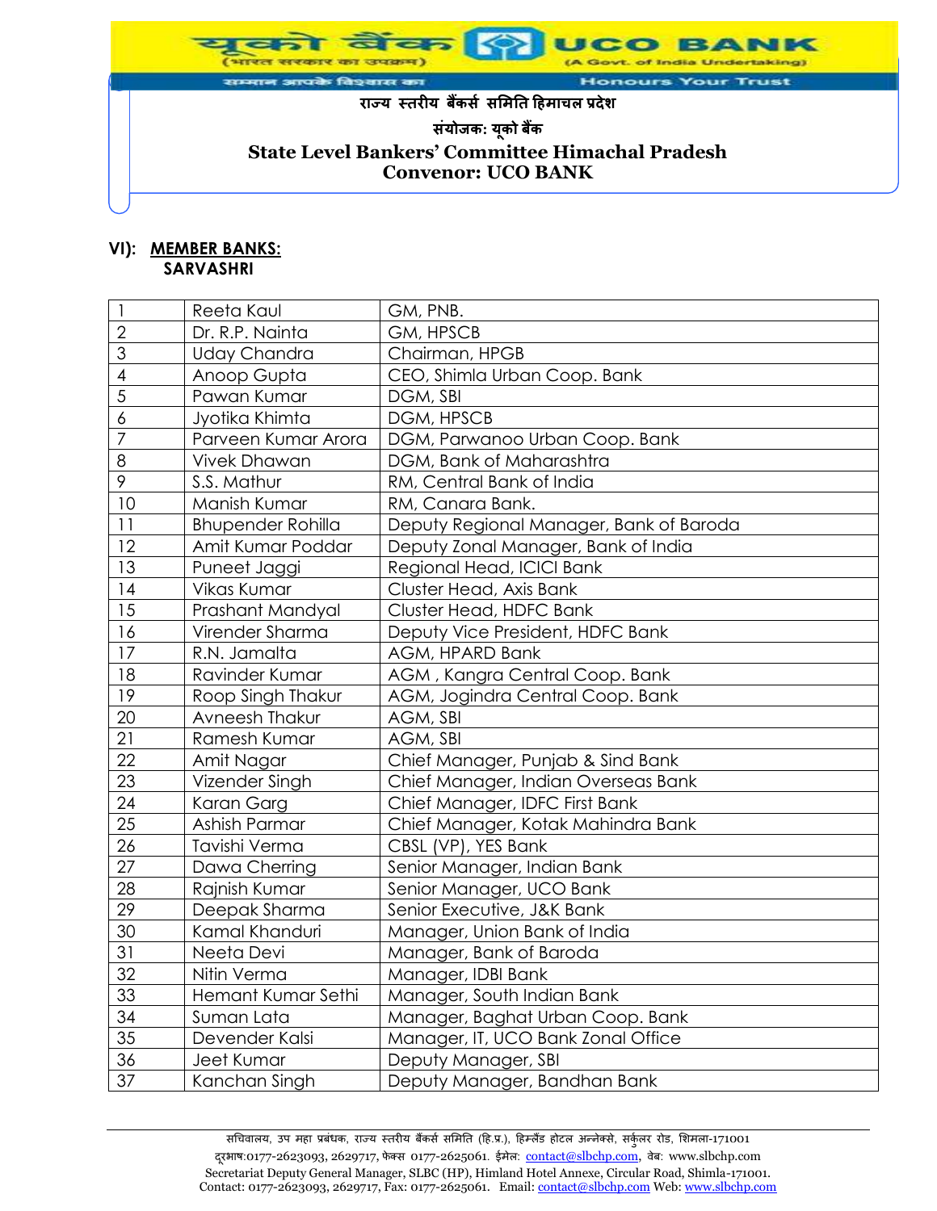राज्य स्तरीय बैंकर्स समिति हिमाचल प्रदेश

संयोजक: यूको बैंक

**State Level Bankers' Committee Himachal Pradesh**
**Convenor: UCO BANK**

**VI): MEMBER BANKS:**
**SARVASHRI**

| | | |
|---|---|---|
| 1 | Reeta Kaul | GM, PNB. |
| 2 | Dr. R.P. Nainta | GM, HPSCB |
| 3 | Uday Chandra | Chairman, HPGB |
| 4 | Anoop Gupta | CEO, Shimla Urban Coop. Bank |
| 5 | Pawan Kumar | DGM, SBI |
| 6 | Jyotika Khimta | DGM, HPSCB |
| 7 | Parveen Kumar Arora | DGM, Parwanoo Urban Coop. Bank |
| 8 | Vivek Dhawan | DGM, Bank of Maharashtra |
| 9 | S.S. Mathur | RM, Central Bank of India |
| 10 | Manish Kumar | RM, Canara Bank. |
| 11 | Bhupender Rohilla | Deputy Regional Manager, Bank of Baroda |
| 12 | Amit Kumar Poddar | Deputy Zonal Manager, Bank of India |
| 13 | Puneet Jaggi | Regional Head, ICICI Bank |
| 14 | Vikas Kumar | Cluster Head, Axis Bank |
| 15 | Prashant Mandyal | Cluster Head, HDFC Bank |
| 16 | Virender Sharma | Deputy Vice President, HDFC Bank |
| 17 | R.N. Jamalta | AGM, HPARD Bank |
| 18 | Ravinder Kumar | AGM , Kangra Central Coop. Bank |
| 19 | Roop Singh Thakur | AGM, Jogindra Central Coop. Bank |
| 20 | Avneesh Thakur | AGM, SBI |
| 21 | Ramesh Kumar | AGM, SBI |
| 22 | Amit Nagar | Chief Manager, Punjab & Sind Bank |
| 23 | Vizender Singh | Chief Manager, Indian Overseas Bank |
| 24 | Karan Garg | Chief Manager, IDFC First Bank |
| 25 | Ashish Parmar | Chief Manager, Kotak Mahindra Bank |
| 26 | Tavishi Verma | CBSL (VP), YES Bank |
| 27 | Dawa Cherring | Senior Manager, Indian Bank |
| 28 | Rajnish Kumar | Senior Manager, UCO Bank |
| 29 | Deepak Sharma | Senior Executive, J&K Bank |
| 30 | Kamal Khanduri | Manager, Union Bank of India |
| 31 | Neeta Devi | Manager, Bank of Baroda |
| 32 | Nitin Verma | Manager, IDBI Bank |
| 33 | Hemant Kumar Sethi | Manager, South Indian Bank |
| 34 | Suman Lata | Manager, Baghat Urban Coop. Bank |
| 35 | Devender Kalsi | Manager, IT, UCO Bank Zonal Office |
| 36 | Jeet Kumar | Deputy Manager, SBI |
| 37 | Kanchan Singh | Deputy Manager, Bandhan Bank |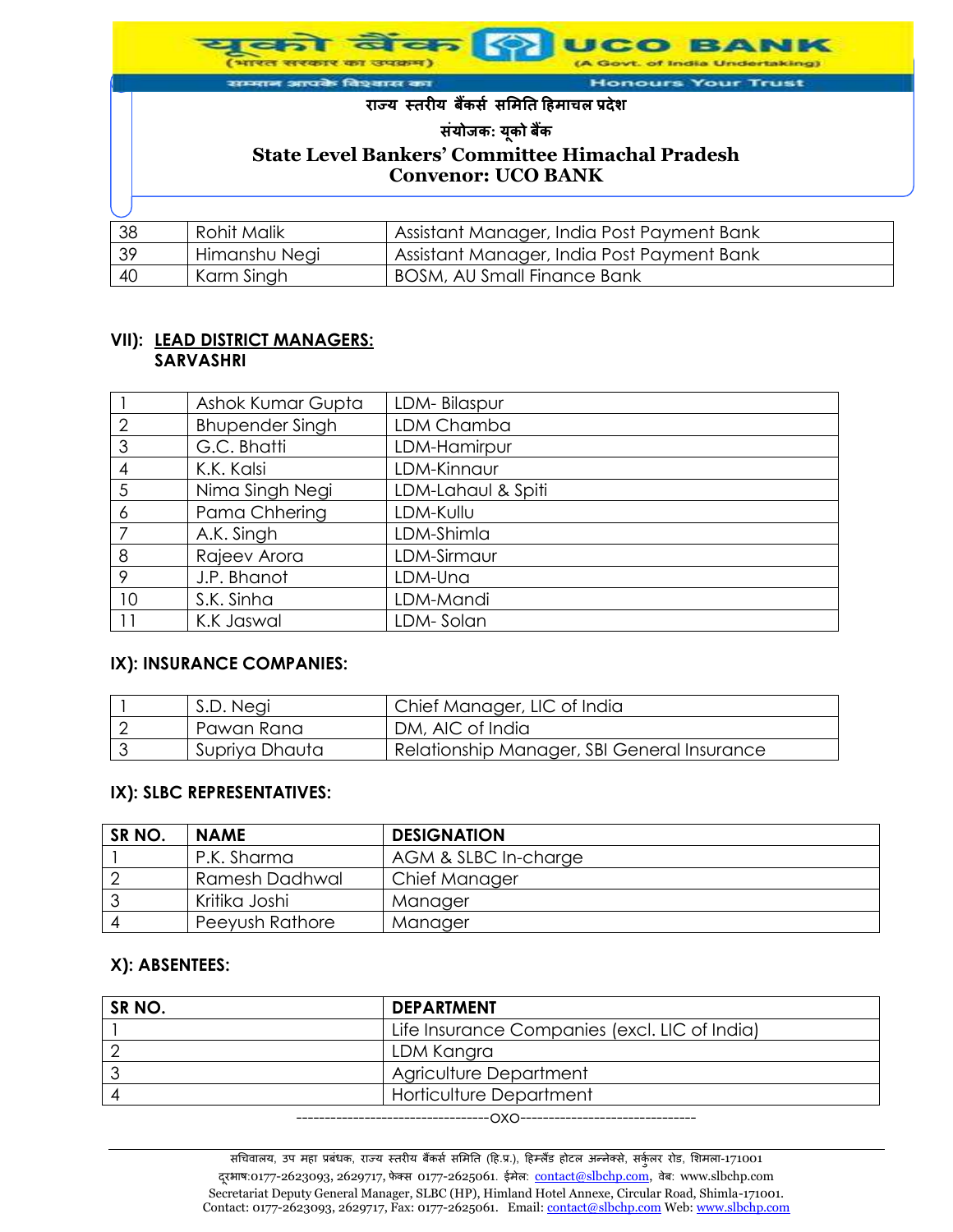| | | |
|---|---|---|
| 38 | Rohit Malik | Assistant Manager, India Post Payment Bank |
| 39 | Himanshu Negi | Assistant Manager, India Post Payment Bank |
| 40 | Karm Singh | BOSM, AU Small Finance Bank |

**VII): LEAD DISTRICT MANAGERS:**
**SARVASHRI**

| | | |
|---|---|---|
| 1 | Ashok Kumar Gupta | LDM- Bilaspur |
| 2 | Bhupender Singh | LDM Chamba |
| 3 | G.C. Bhatti | LDM-Hamirpur |
| 4 | K.K. Kalsi | LDM-Kinnaur |
| 5 | Nima Singh Negi | LDM-Lahaul & Spiti |
| 6 | Pama Chhering | LDM-Kullu |
| 7 | A.K. Singh | LDM-Shimla |
| 8 | Rajeev Arora | LDM-Sirmaur |
| 9 | J.P. Bhanot | LDM-Una |
| 10 | S.K. Sinha | LDM-Mandi |
| 11 | K.K Jaswal | LDM- Solan |

**IX): INSURANCE COMPANIES:**

| | | |
|---|---|---|
| 1 | S.D. Negi | Chief Manager, LIC of India |
| 2 | Pawan Rana | DM, AIC of India |
| 3 | Supriya Dhauta | Relationship Manager, SBI General Insurance |

**IX): SLBC REPRESENTATIVES:**

| SR NO. | NAME | DESIGNATION |
|---|---|---|
| 1 | P.K. Sharma | AGM & SLBC In-charge |
| 2 | Ramesh Dadhwal | Chief Manager |
| 3 | Kritika Joshi | Manager |
| 4 | Peeyush Rathore | Manager |

**X): ABSENTEES:**

| SR NO. | DEPARTMENT |
|---|---|
| 1 | Life Insurance Companies (excl. LIC of India) |
| 2 | LDM Kangra |
| 3 | Agriculture Department |
| 4 | Horticulture Department |

---------------------------------oxo-------------------------------